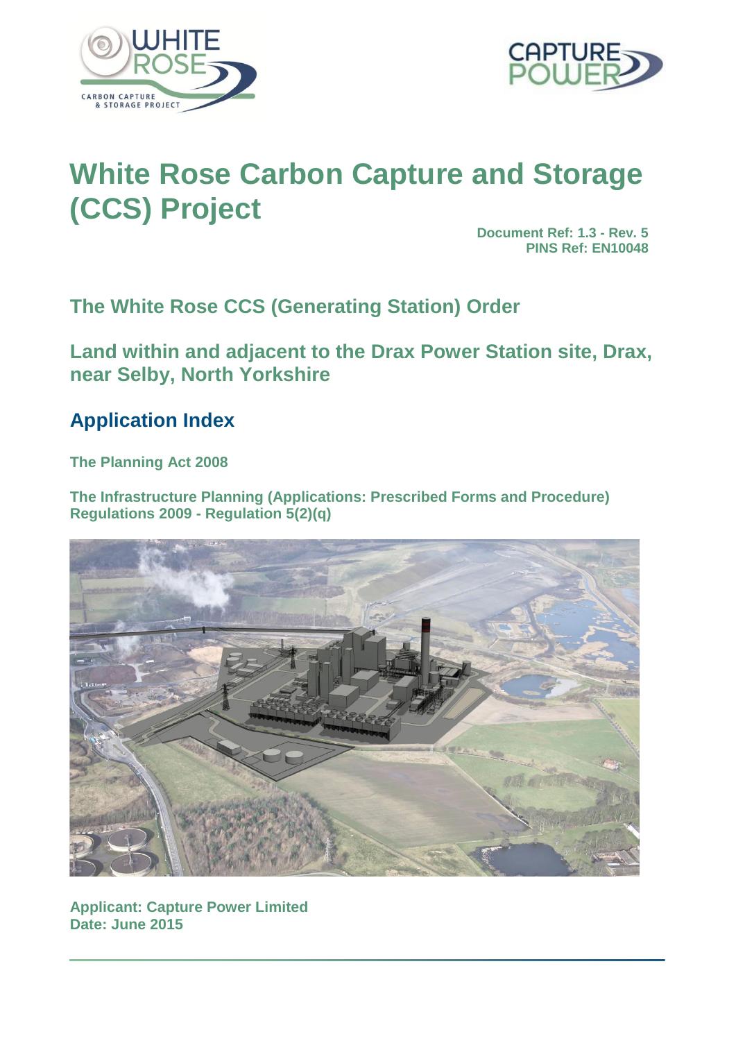# White Rose Carbon Capture and Storage (CCS) Project

**Document Ref: 1.3 - Rev. 5**
**PINS Ref: EN10048**

## The White Rose CCS (Generating Station) Order

## Land within and adjacent to the Drax Power Station site, Drax, near Selby, North Yorkshire

## Application Index

**The Planning Act 2008**

**The Infrastructure Planning (Applications: Prescribed Forms and Procedure) Regulations 2009 - Regulation 5(2)(q)**

**Applicant: Capture Power Limited**
**Date: June 2015**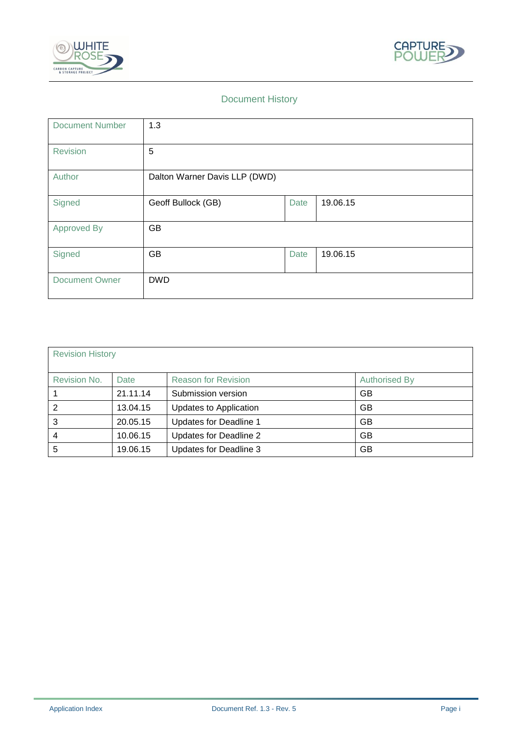## Document History

| Document Number | 1.3 | | |
|---|---|---|---|
| Revision | 5 | | |
| Author | Dalton Warner Davis LLP (DWD) | | |
| Signed | Geoff Bullock (GB) | Date | 19.06.15 |
| Approved By | GB | | |
| Signed | GB | Date | 19.06.15 |
| Document Owner | DWD | | |

| Revision History | | | |
|---|---|---|---|
| **Revision No.** | **Date** | **Reason for Revision** | **Authorised By** |
| 1 | 21.11.14 | Submission version | GB |
| 2 | 13.04.15 | Updates to Application | GB |
| 3 | 20.05.15 | Updates for Deadline 1 | GB |
| 4 | 10.06.15 | Updates for Deadline 2 | GB |
| 5 | 19.06.15 | Updates for Deadline 3 | GB |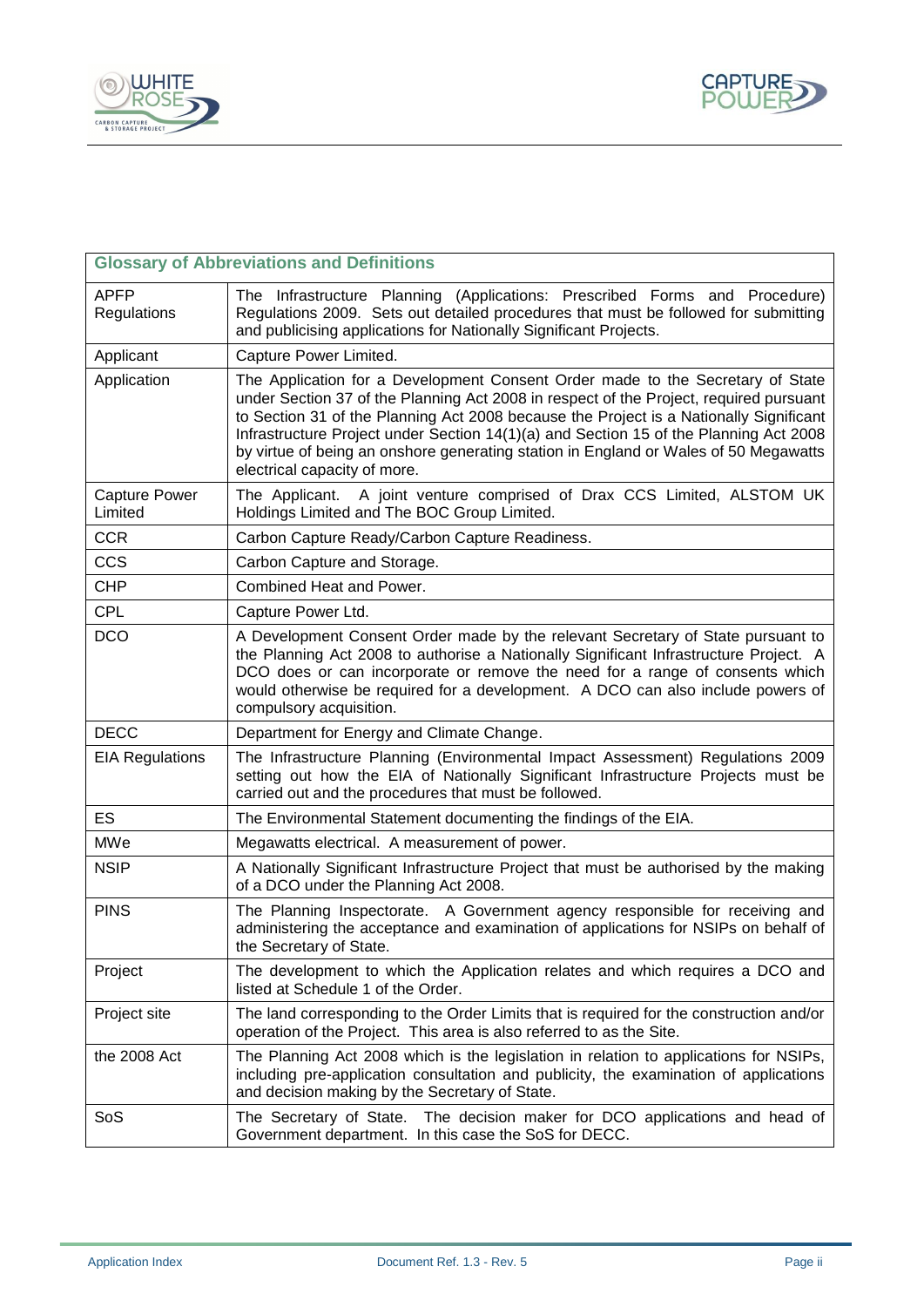| Glossary of Abbreviations and Definitions | |
|---|---|
| APFP Regulations | The Infrastructure Planning (Applications: Prescribed Forms and Procedure) Regulations 2009. Sets out detailed procedures that must be followed for submitting and publicising applications for Nationally Significant Projects. |
| Applicant | Capture Power Limited. |
| Application | The Application for a Development Consent Order made to the Secretary of State under Section 37 of the Planning Act 2008 in respect of the Project, required pursuant to Section 31 of the Planning Act 2008 because the Project is a Nationally Significant Infrastructure Project under Section 14(1)(a) and Section 15 of the Planning Act 2008 by virtue of being an onshore generating station in England or Wales of 50 Megawatts electrical capacity of more. |
| Capture Power Limited | The Applicant. A joint venture comprised of Drax CCS Limited, ALSTOM UK Holdings Limited and The BOC Group Limited. |
| CCR | Carbon Capture Ready/Carbon Capture Readiness. |
| CCS | Carbon Capture and Storage. |
| CHP | Combined Heat and Power. |
| CPL | Capture Power Ltd. |
| DCO | A Development Consent Order made by the relevant Secretary of State pursuant to the Planning Act 2008 to authorise a Nationally Significant Infrastructure Project. A DCO does or can incorporate or remove the need for a range of consents which would otherwise be required for a development. A DCO can also include powers of compulsory acquisition. |
| DECC | Department for Energy and Climate Change. |
| EIA Regulations | The Infrastructure Planning (Environmental Impact Assessment) Regulations 2009 setting out how the EIA of Nationally Significant Infrastructure Projects must be carried out and the procedures that must be followed. |
| ES | The Environmental Statement documenting the findings of the EIA. |
| MWe | Megawatts electrical. A measurement of power. |
| NSIP | A Nationally Significant Infrastructure Project that must be authorised by the making of a DCO under the Planning Act 2008. |
| PINS | The Planning Inspectorate. A Government agency responsible for receiving and administering the acceptance and examination of applications for NSIPs on behalf of the Secretary of State. |
| Project | The development to which the Application relates and which requires a DCO and listed at Schedule 1 of the Order. |
| Project site | The land corresponding to the Order Limits that is required for the construction and/or operation of the Project. This area is also referred to as the Site. |
| the 2008 Act | The Planning Act 2008 which is the legislation in relation to applications for NSIPs, including pre-application consultation and publicity, the examination of applications and decision making by the Secretary of State. |
| SoS | The Secretary of State. The decision maker for DCO applications and head of Government department. In this case the SoS for DECC. |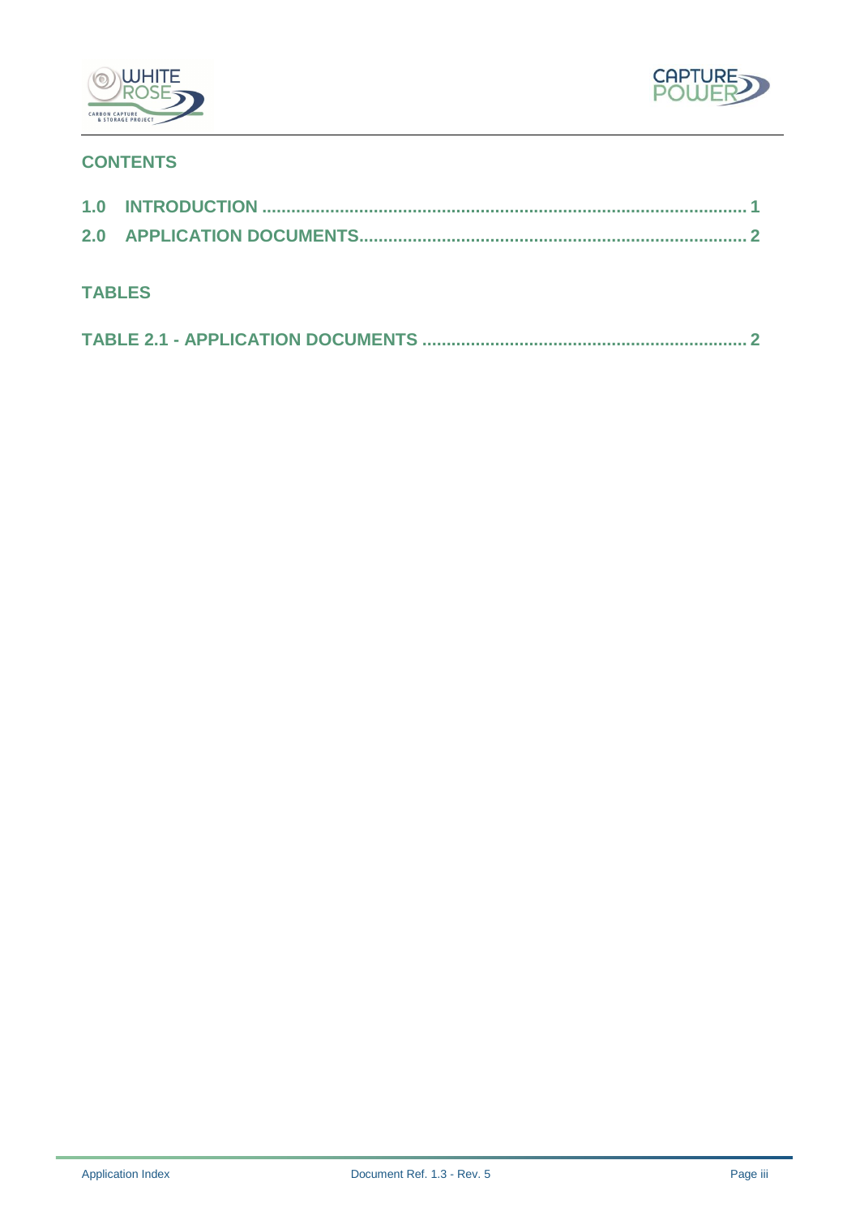## CONTENTS

**1.0 INTRODUCTION ........................................................................................................ 1**

**2.0 APPLICATION DOCUMENTS................................................................................ 2**

## TABLES

**TABLE 2.1 - APPLICATION DOCUMENTS ...................................................................... 2**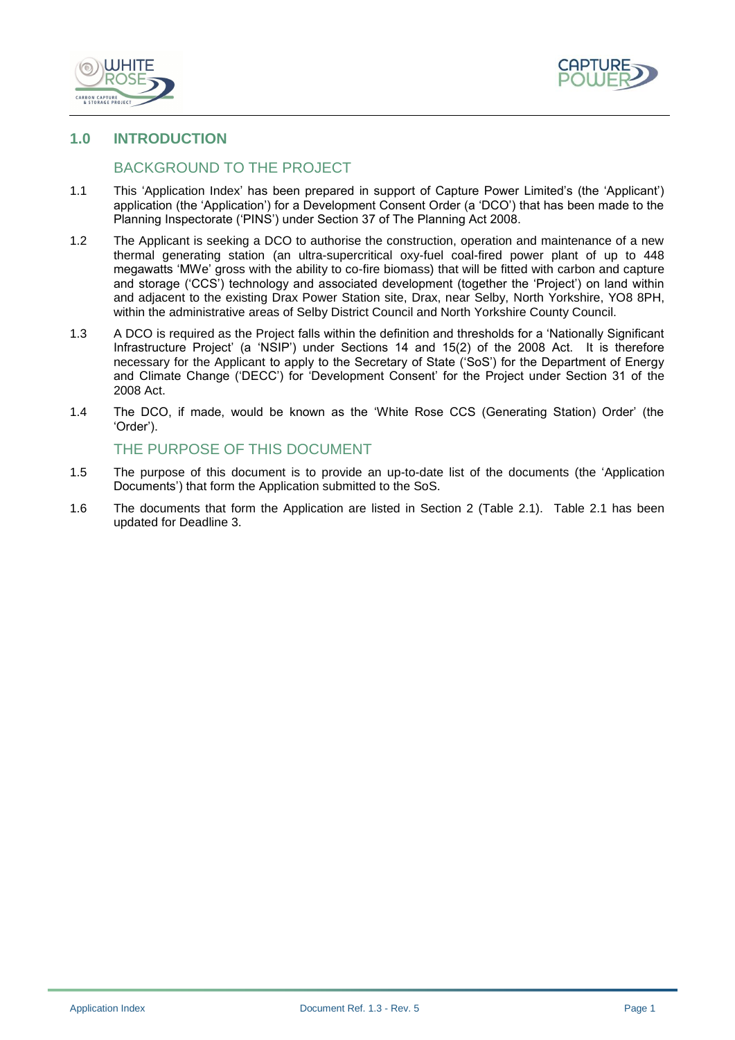# 1.0 INTRODUCTION

## BACKGROUND TO THE PROJECT

1.1 This 'Application Index' has been prepared in support of Capture Power Limited's (the 'Applicant') application (the 'Application') for a Development Consent Order (a 'DCO') that has been made to the Planning Inspectorate ('PINS') under Section 37 of The Planning Act 2008.

1.2 The Applicant is seeking a DCO to authorise the construction, operation and maintenance of a new thermal generating station (an ultra-supercritical oxy-fuel coal-fired power plant of up to 448 megawatts 'MWe' gross with the ability to co-fire biomass) that will be fitted with carbon and capture and storage ('CCS') technology and associated development (together the 'Project') on land within and adjacent to the existing Drax Power Station site, Drax, near Selby, North Yorkshire, YO8 8PH, within the administrative areas of Selby District Council and North Yorkshire County Council.

1.3 A DCO is required as the Project falls within the definition and thresholds for a 'Nationally Significant Infrastructure Project' (a 'NSIP') under Sections 14 and 15(2) of the 2008 Act. It is therefore necessary for the Applicant to apply to the Secretary of State ('SoS') for the Department of Energy and Climate Change ('DECC') for 'Development Consent' for the Project under Section 31 of the 2008 Act.

1.4 The DCO, if made, would be known as the 'White Rose CCS (Generating Station) Order' (the 'Order').

## THE PURPOSE OF THIS DOCUMENT

1.5 The purpose of this document is to provide an up-to-date list of the documents (the 'Application Documents') that form the Application submitted to the SoS.

1.6 The documents that form the Application are listed in Section 2 (Table 2.1). Table 2.1 has been updated for Deadline 3.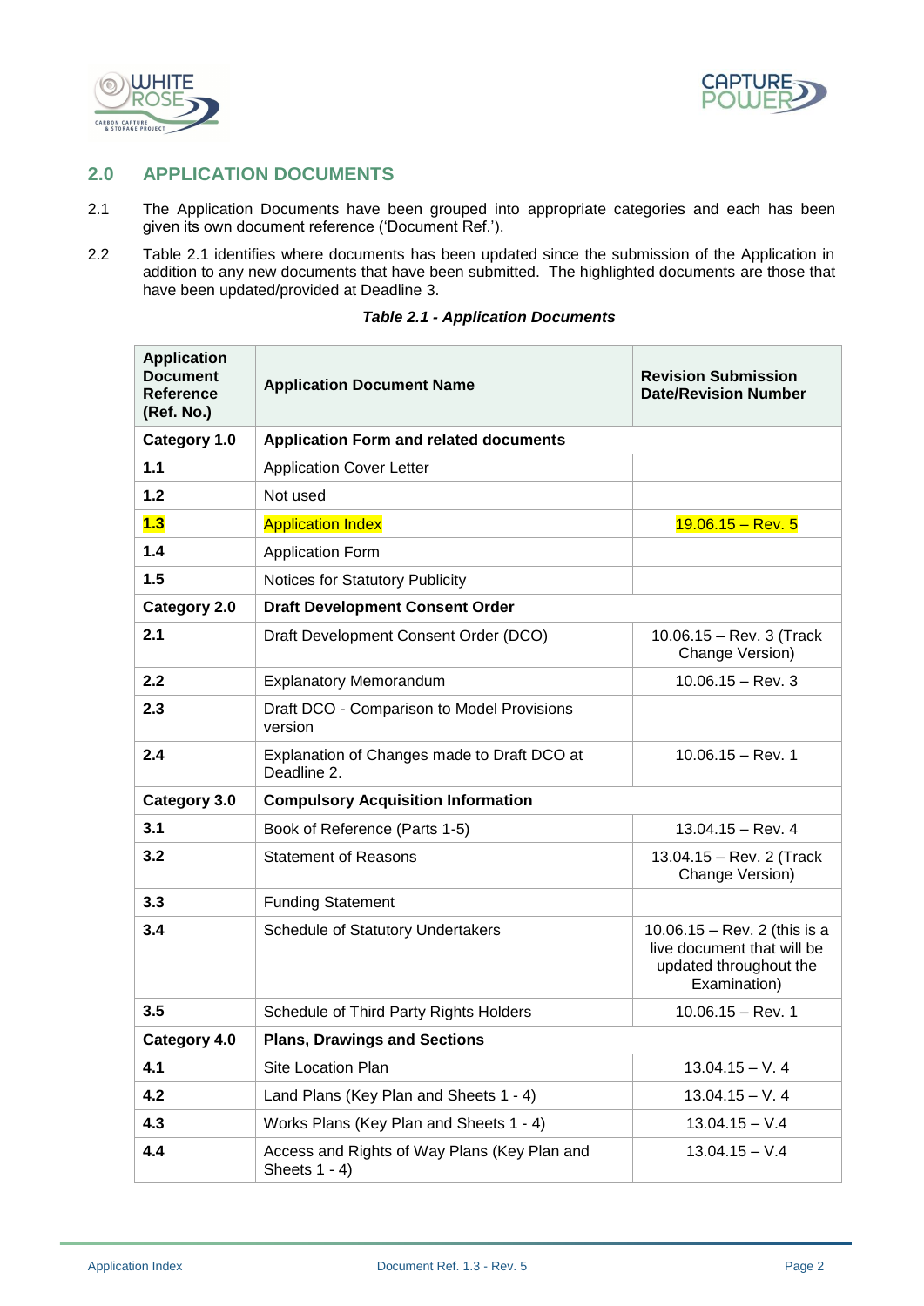## 2.0 APPLICATION DOCUMENTS

2.1 The Application Documents have been grouped into appropriate categories and each has been given its own document reference ('Document Ref.').

2.2 Table 2.1 identifies where documents has been updated since the submission of the Application in addition to any new documents that have been submitted. The highlighted documents are those that have been updated/provided at Deadline 3.

***Table 2.1 - Application Documents***

| Application Document Reference (Ref. No.) | Application Document Name | Revision Submission Date/Revision Number |
|---|---|---|
| **Category 1.0** | **Application Form and related documents** | |
| **1.1** | Application Cover Letter | |
| **1.2** | Not used | |
| **1.3** | Application Index | 19.06.15 – Rev. 5 |
| **1.4** | Application Form | |
| **1.5** | Notices for Statutory Publicity | |
| **Category 2.0** | **Draft Development Consent Order** | |
| **2.1** | Draft Development Consent Order (DCO) | 10.06.15 – Rev. 3 (Track Change Version) |
| **2.2** | Explanatory Memorandum | 10.06.15 – Rev. 3 |
| **2.3** | Draft DCO - Comparison to Model Provisions version | |
| **2.4** | Explanation of Changes made to Draft DCO at Deadline 2. | 10.06.15 – Rev. 1 |
| **Category 3.0** | **Compulsory Acquisition Information** | |
| **3.1** | Book of Reference (Parts 1-5) | 13.04.15 – Rev. 4 |
| **3.2** | Statement of Reasons | 13.04.15 – Rev. 2 (Track Change Version) |
| **3.3** | Funding Statement | |
| **3.4** | Schedule of Statutory Undertakers | 10.06.15 – Rev. 2 (this is a live document that will be updated throughout the Examination) |
| **3.5** | Schedule of Third Party Rights Holders | 10.06.15 – Rev. 1 |
| **Category 4.0** | **Plans, Drawings and Sections** | |
| **4.1** | Site Location Plan | 13.04.15 – V. 4 |
| **4.2** | Land Plans (Key Plan and Sheets 1 - 4) | 13.04.15 – V. 4 |
| **4.3** | Works Plans (Key Plan and Sheets 1 - 4) | 13.04.15 – V.4 |
| **4.4** | Access and Rights of Way Plans (Key Plan and Sheets 1 - 4) | 13.04.15 – V.4 |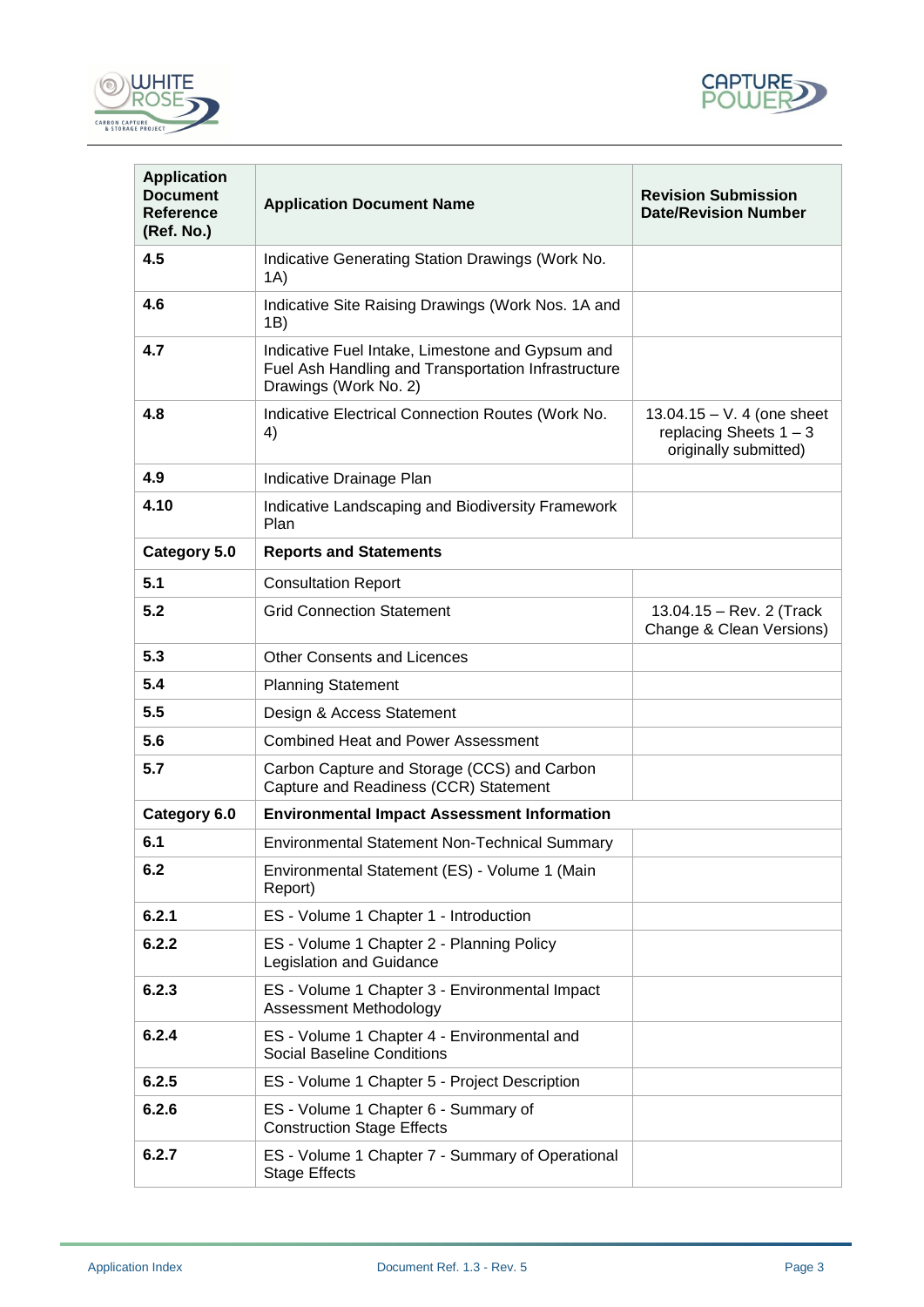| Application Document Reference (Ref. No.) | Application Document Name | Revision Submission Date/Revision Number |
|---|---|---|
| **4.5** | Indicative Generating Station Drawings (Work No. 1A) | |
| **4.6** | Indicative Site Raising Drawings (Work Nos. 1A and 1B) | |
| **4.7** | Indicative Fuel Intake, Limestone and Gypsum and Fuel Ash Handling and Transportation Infrastructure Drawings (Work No. 2) | |
| **4.8** | Indicative Electrical Connection Routes (Work No. 4) | 13.04.15 – V. 4 (one sheet replacing Sheets 1 – 3 originally submitted) |
| **4.9** | Indicative Drainage Plan | |
| **4.10** | Indicative Landscaping and Biodiversity Framework Plan | |
| **Category 5.0** | **Reports and Statements** | |
| **5.1** | Consultation Report | |
| **5.2** | Grid Connection Statement | 13.04.15 – Rev. 2 (Track Change & Clean Versions) |
| **5.3** | Other Consents and Licences | |
| **5.4** | Planning Statement | |
| **5.5** | Design & Access Statement | |
| **5.6** | Combined Heat and Power Assessment | |
| **5.7** | Carbon Capture and Storage (CCS) and Carbon Capture and Readiness (CCR) Statement | |
| **Category 6.0** | **Environmental Impact Assessment Information** | |
| **6.1** | Environmental Statement Non-Technical Summary | |
| **6.2** | Environmental Statement (ES) - Volume 1 (Main Report) | |
| **6.2.1** | ES - Volume 1 Chapter 1 - Introduction | |
| **6.2.2** | ES - Volume 1 Chapter 2 - Planning Policy Legislation and Guidance | |
| **6.2.3** | ES - Volume 1 Chapter 3 - Environmental Impact Assessment Methodology | |
| **6.2.4** | ES - Volume 1 Chapter 4 - Environmental and Social Baseline Conditions | |
| **6.2.5** | ES - Volume 1 Chapter 5 - Project Description | |
| **6.2.6** | ES - Volume 1 Chapter 6 - Summary of Construction Stage Effects | |
| **6.2.7** | ES - Volume 1 Chapter 7 - Summary of Operational Stage Effects | |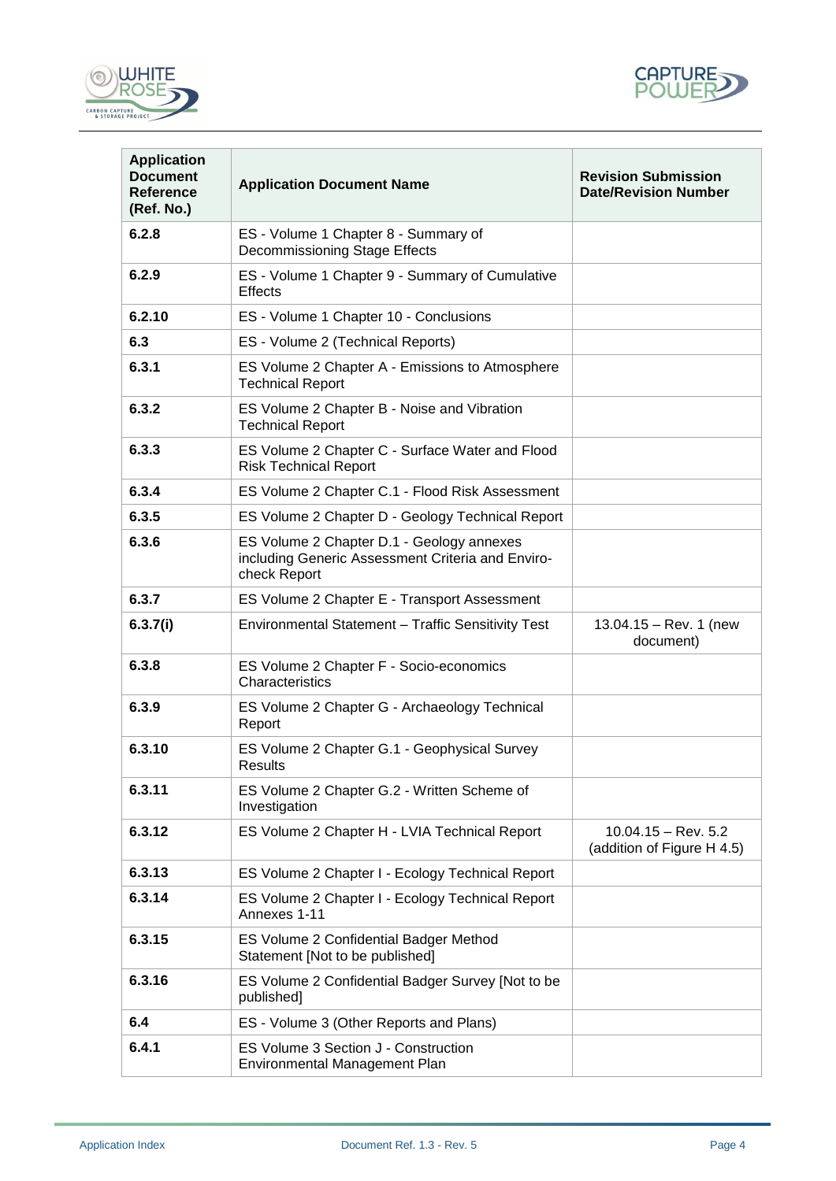| Application Document Reference (Ref. No.) | Application Document Name | Revision Submission Date/Revision Number |
|---|---|---|
| **6.2.8** | ES - Volume 1 Chapter 8 - Summary of Decommissioning Stage Effects | |
| **6.2.9** | ES - Volume 1 Chapter 9 - Summary of Cumulative Effects | |
| **6.2.10** | ES - Volume 1 Chapter 10 - Conclusions | |
| **6.3** | ES - Volume 2 (Technical Reports) | |
| **6.3.1** | ES Volume 2 Chapter A - Emissions to Atmosphere Technical Report | |
| **6.3.2** | ES Volume 2 Chapter B - Noise and Vibration Technical Report | |
| **6.3.3** | ES Volume 2 Chapter C - Surface Water and Flood Risk Technical Report | |
| **6.3.4** | ES Volume 2 Chapter C.1 - Flood Risk Assessment | |
| **6.3.5** | ES Volume 2 Chapter D - Geology Technical Report | |
| **6.3.6** | ES Volume 2 Chapter D.1 - Geology annexes including Generic Assessment Criteria and Enviro-check Report | |
| **6.3.7** | ES Volume 2 Chapter E - Transport Assessment | |
| **6.3.7(i)** | Environmental Statement – Traffic Sensitivity Test | 13.04.15 – Rev. 1 (new document) |
| **6.3.8** | ES Volume 2 Chapter F - Socio-economics Characteristics | |
| **6.3.9** | ES Volume 2 Chapter G - Archaeology Technical Report | |
| **6.3.10** | ES Volume 2 Chapter G.1 - Geophysical Survey Results | |
| **6.3.11** | ES Volume 2 Chapter G.2 - Written Scheme of Investigation | |
| **6.3.12** | ES Volume 2 Chapter H - LVIA Technical Report | 10.04.15 – Rev. 5.2 (addition of Figure H 4.5) |
| **6.3.13** | ES Volume 2 Chapter I - Ecology Technical Report | |
| **6.3.14** | ES Volume 2 Chapter I - Ecology Technical Report Annexes 1-11 | |
| **6.3.15** | ES Volume 2 Confidential Badger Method Statement [Not to be published] | |
| **6.3.16** | ES Volume 2 Confidential Badger Survey [Not to be published] | |
| **6.4** | ES - Volume 3 (Other Reports and Plans) | |
| **6.4.1** | ES Volume 3 Section J - Construction Environmental Management Plan | |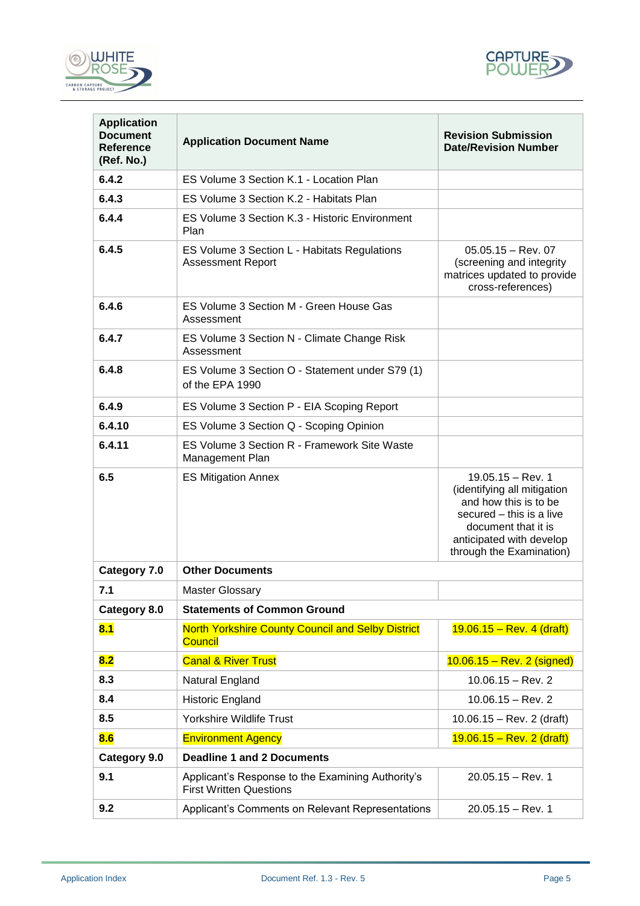| Application Document Reference (Ref. No.) | Application Document Name | Revision Submission Date/Revision Number |
|---|---|---|
| **6.4.2** | ES Volume 3 Section K.1 - Location Plan | |
| **6.4.3** | ES Volume 3 Section K.2 - Habitats Plan | |
| **6.4.4** | ES Volume 3 Section K.3 - Historic Environment Plan | |
| **6.4.5** | ES Volume 3 Section L - Habitats Regulations Assessment Report | 05.05.15 – Rev. 07 (screening and integrity matrices updated to provide cross-references) |
| **6.4.6** | ES Volume 3 Section M - Green House Gas Assessment | |
| **6.4.7** | ES Volume 3 Section N - Climate Change Risk Assessment | |
| **6.4.8** | ES Volume 3 Section O - Statement under S79 (1) of the EPA 1990 | |
| **6.4.9** | ES Volume 3 Section P - EIA Scoping Report | |
| **6.4.10** | ES Volume 3 Section Q - Scoping Opinion | |
| **6.4.11** | ES Volume 3 Section R - Framework Site Waste Management Plan | |
| **6.5** | ES Mitigation Annex | 19.05.15 – Rev. 1 (identifying all mitigation and how this is to be secured – this is a live document that it is anticipated with develop through the Examination) |
| **Category 7.0** | **Other Documents** | |
| **7.1** | Master Glossary | |
| **Category 8.0** | **Statements of Common Ground** | |
| **8.1** | North Yorkshire County Council and Selby District Council | 19.06.15 – Rev. 4 (draft) |
| **8.2** | Canal & River Trust | 10.06.15 – Rev. 2 (signed) |
| **8.3** | Natural England | 10.06.15 – Rev. 2 |
| **8.4** | Historic England | 10.06.15 – Rev. 2 |
| **8.5** | Yorkshire Wildlife Trust | 10.06.15 – Rev. 2 (draft) |
| **8.6** | Environment Agency | 19.06.15 – Rev. 2 (draft) |
| **Category 9.0** | **Deadline 1 and 2 Documents** | |
| **9.1** | Applicant's Response to the Examining Authority's First Written Questions | 20.05.15 – Rev. 1 |
| **9.2** | Applicant's Comments on Relevant Representations | 20.05.15 – Rev. 1 |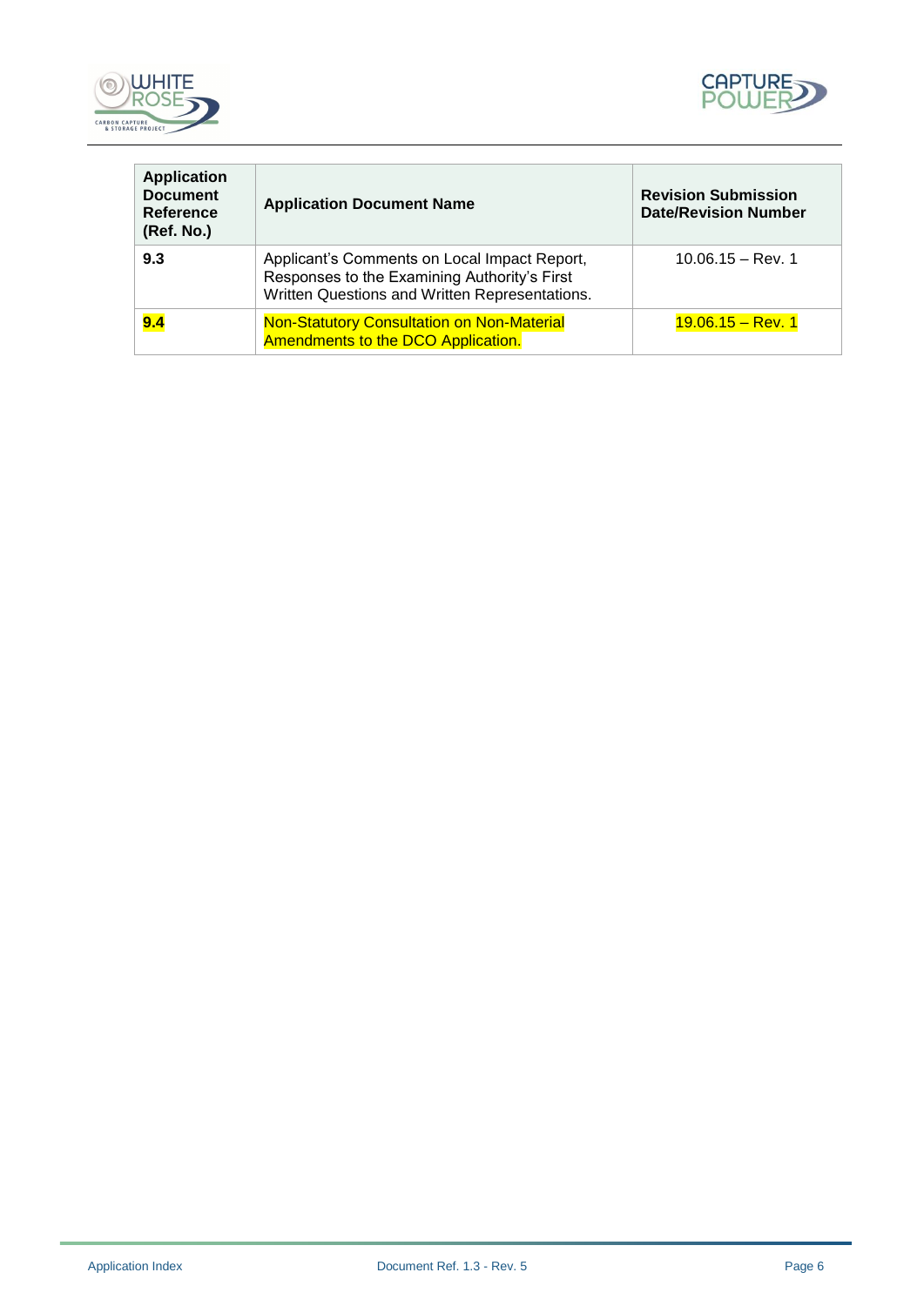| Application Document Reference (Ref. No.) | Application Document Name | Revision Submission Date/Revision Number |
|---|---|---|
| **9.3** | Applicant's Comments on Local Impact Report, Responses to the Examining Authority's First Written Questions and Written Representations. | 10.06.15 – Rev. 1 |
| **9.4** | Non-Statutory Consultation on Non-Material Amendments to the DCO Application. | 19.06.15 – Rev. 1 |